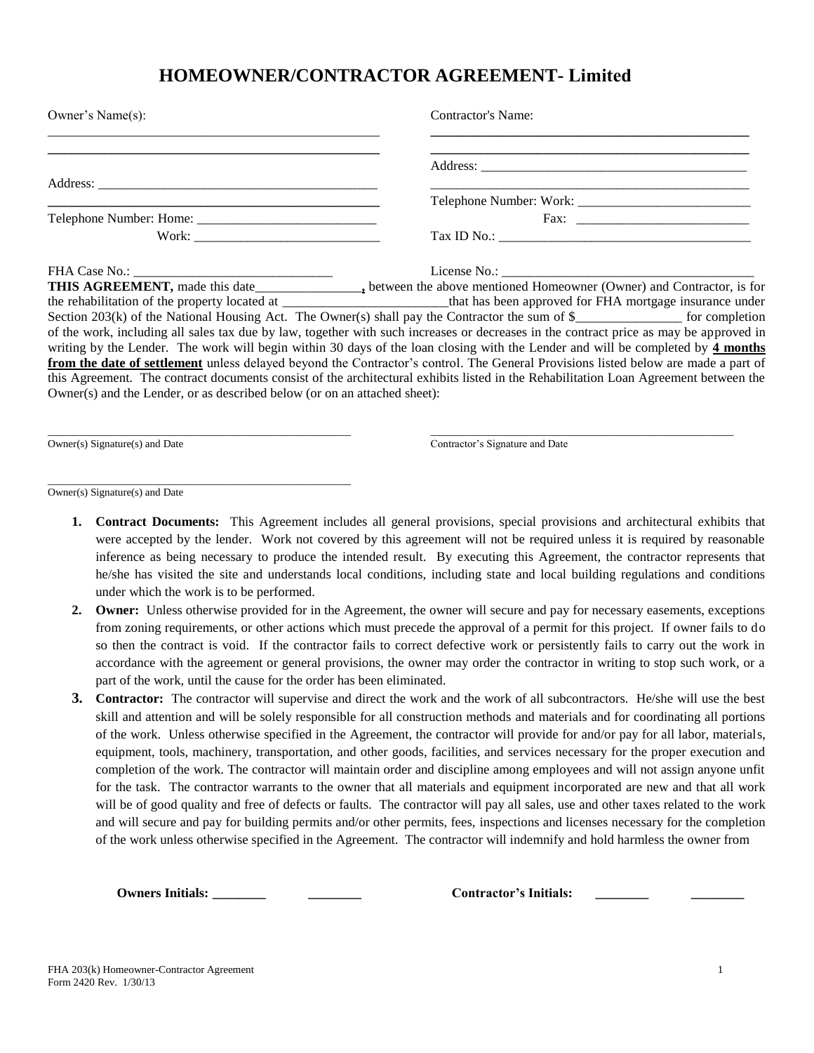# HOMEOWNER/CONTRACTOR AGREEMENT- Limited

Owner's Name(s):
\_\_\_\_\_\_\_\_\_\_\_\_\_\_\_\_\_\_\_\_\_\_\_\_\_\_\_\_\_\_\_\_\_\_\_\_\_\_\_\_\_\_\_\_\_\_\_\_
\_\_\_\_\_\_\_\_\_\_\_\_\_\_\_\_\_\_\_\_\_\_\_\_\_\_\_\_\_\_\_\_\_\_\_\_\_\_\_\_\_\_\_\_\_\_\_\_

Address: \_\_\_\_\_\_\_\_\_\_\_\_\_\_\_\_\_\_\_\_\_\_\_\_\_\_\_\_\_\_\_\_\_\_\_\_\_\_\_\_\_\_
\_\_\_\_\_\_\_\_\_\_\_\_\_\_\_\_\_\_\_\_\_\_\_\_\_\_\_\_\_\_\_\_\_\_\_\_\_\_\_\_\_\_\_\_\_\_\_\_

Telephone Number: Home: \_\_\_\_\_\_\_\_\_\_\_\_\_\_\_\_\_\_\_\_\_\_\_\_\_\_\_
Work: \_\_\_\_\_\_\_\_\_\_\_\_\_\_\_\_\_\_\_\_\_\_\_\_\_\_\_\_

FHA Case No.: \_\_\_\_\_\_\_\_\_\_\_\_\_\_\_\_\_\_\_\_\_\_\_\_\_\_\_\_\_\_

Contractor's Name:
\_\_\_\_\_\_\_\_\_\_\_\_\_\_\_\_\_\_\_\_\_\_\_\_\_\_\_\_\_\_\_\_\_\_\_\_\_\_\_\_\_\_\_\_\_\_\_\_
\_\_\_\_\_\_\_\_\_\_\_\_\_\_\_\_\_\_\_\_\_\_\_\_\_\_\_\_\_\_\_\_\_\_\_\_\_\_\_\_\_\_\_\_\_\_\_\_

Address: \_\_\_\_\_\_\_\_\_\_\_\_\_\_\_\_\_\_\_\_\_\_\_\_\_\_\_\_\_\_\_\_\_\_\_\_\_\_\_\_\_\_
\_\_\_\_\_\_\_\_\_\_\_\_\_\_\_\_\_\_\_\_\_\_\_\_\_\_\_\_\_\_\_\_\_\_\_\_\_\_\_\_\_\_\_\_\_\_\_\_

Telephone Number: Work: \_\_\_\_\_\_\_\_\_\_\_\_\_\_\_\_\_\_\_\_\_\_\_\_\_\_
Fax: \_\_\_\_\_\_\_\_\_\_\_\_\_\_\_\_\_\_\_\_\_\_\_\_\_\_

Tax ID No.: \_\_\_\_\_\_\_\_\_\_\_\_\_\_\_\_\_\_\_\_\_\_\_\_\_\_\_\_\_\_\_\_\_\_\_\_\_\_

License No.: \_\_\_\_\_\_\_\_\_\_\_\_\_\_\_\_\_\_\_\_\_\_\_\_\_\_\_\_\_\_\_\_\_\_\_\_\_\_

**THIS AGREEMENT,** made this date\_\_\_\_\_\_\_\_\_\_\_\_\_\_\_\_, between the above mentioned Homeowner (Owner) and Contractor, is for the rehabilitation of the property located at \_\_\_\_\_\_\_\_\_\_\_\_\_\_\_\_\_\_\_\_\_\_\_\_\_that has been approved for FHA mortgage insurance under Section 203(k) of the National Housing Act. The Owner(s) shall pay the Contractor the sum of $\_\_\_\_\_\_\_\_\_\_\_\_\_\_\_\_ for completion of the work, including all sales tax due by law, together with such increases or decreases in the contract price as may be approved in writing by the Lender. The work will begin within 30 days of the loan closing with the Lender and will be completed by **4 months from the date of settlement** unless delayed beyond the Contractor's control. The General Provisions listed below are made a part of this Agreement. The contract documents consist of the architectural exhibits listed in the Rehabilitation Loan Agreement between the Owner(s) and the Lender, or as described below (or on an attached sheet):

\_\_\_\_\_\_\_\_\_\_\_\_\_\_\_\_\_\_\_\_\_\_\_\_\_\_\_\_\_\_\_\_\_\_\_\_\_\_\_\_\_\_\_\_\_\_\_\_
Owner(s) Signature(s) and Date

\_\_\_\_\_\_\_\_\_\_\_\_\_\_\_\_\_\_\_\_\_\_\_\_\_\_\_\_\_\_\_\_\_\_\_\_\_\_\_\_\_\_\_\_\_\_\_\_
Contractor's Signature and Date

\_\_\_\_\_\_\_\_\_\_\_\_\_\_\_\_\_\_\_\_\_\_\_\_\_\_\_\_\_\_\_\_\_\_\_\_\_\_\_\_\_\_\_\_\_\_\_\_
Owner(s) Signature(s) and Date

1. **Contract Documents:** This Agreement includes all general provisions, special provisions and architectural exhibits that were accepted by the lender. Work not covered by this agreement will not be required unless it is required by reasonable inference as being necessary to produce the intended result. By executing this Agreement, the contractor represents that he/she has visited the site and understands local conditions, including state and local building regulations and conditions under which the work is to be performed.
2. **Owner:** Unless otherwise provided for in the Agreement, the owner will secure and pay for necessary easements, exceptions from zoning requirements, or other actions which must precede the approval of a permit for this project. If owner fails to do so then the contract is void. If the contractor fails to correct defective work or persistently fails to carry out the work in accordance with the agreement or general provisions, the owner may order the contractor in writing to stop such work, or a part of the work, until the cause for the order has been eliminated.
3. **Contractor:** The contractor will supervise and direct the work and the work of all subcontractors. He/she will use the best skill and attention and will be solely responsible for all construction methods and materials and for coordinating all portions of the work. Unless otherwise specified in the Agreement, the contractor will provide for and/or pay for all labor, materials, equipment, tools, machinery, transportation, and other goods, facilities, and services necessary for the proper execution and completion of the work. The contractor will maintain order and discipline among employees and will not assign anyone unfit for the task. The contractor warrants to the owner that all materials and equipment incorporated are new and that all work will be of good quality and free of defects or faults. The contractor will pay all sales, use and other taxes related to the work and will secure and pay for building permits and/or other permits, fees, inspections and licenses necessary for the completion of the work unless otherwise specified in the Agreement. The contractor will indemnify and hold harmless the owner from

**Owners Initials:** \_\_\_\_\_\_\_\_ \_\_\_\_\_\_\_\_ **Contractor's Initials:** \_\_\_\_\_\_\_\_ \_\_\_\_\_\_\_\_

FHA 203(k) Homeowner-Contractor Agreement
Form 2420 Rev. 1/30/13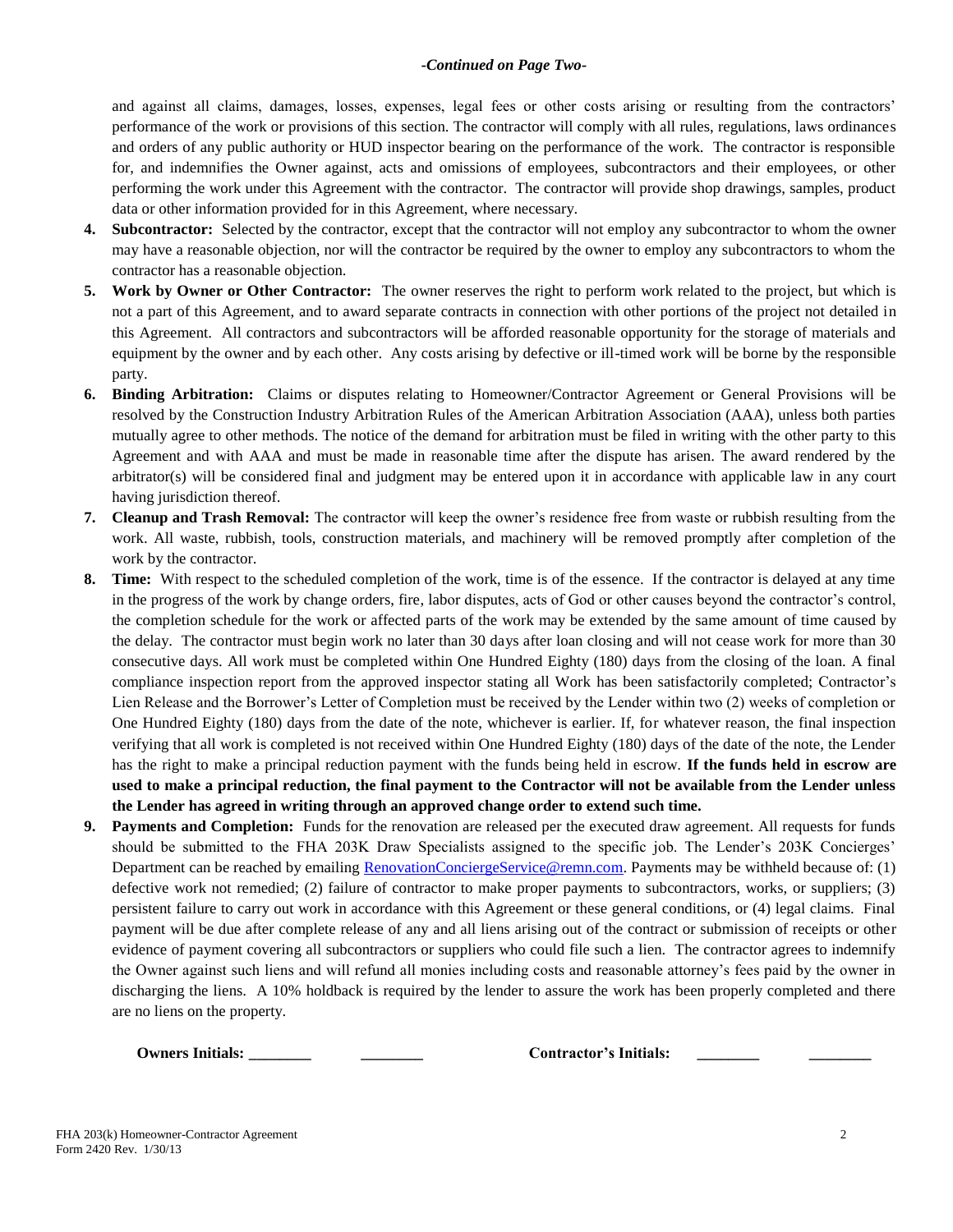*-Continued on Page Two-*

and against all claims, damages, losses, expenses, legal fees or other costs arising or resulting from the contractors' performance of the work or provisions of this section. The contractor will comply with all rules, regulations, laws ordinances and orders of any public authority or HUD inspector bearing on the performance of the work. The contractor is responsible for, and indemnifies the Owner against, acts and omissions of employees, subcontractors and their employees, or other performing the work under this Agreement with the contractor. The contractor will provide shop drawings, samples, product data or other information provided for in this Agreement, where necessary.

4. **Subcontractor:** Selected by the contractor, except that the contractor will not employ any subcontractor to whom the owner may have a reasonable objection, nor will the contractor be required by the owner to employ any subcontractors to whom the contractor has a reasonable objection.
5. **Work by Owner or Other Contractor:** The owner reserves the right to perform work related to the project, but which is not a part of this Agreement, and to award separate contracts in connection with other portions of the project not detailed in this Agreement. All contractors and subcontractors will be afforded reasonable opportunity for the storage of materials and equipment by the owner and by each other. Any costs arising by defective or ill-timed work will be borne by the responsible party.
6. **Binding Arbitration:** Claims or disputes relating to Homeowner/Contractor Agreement or General Provisions will be resolved by the Construction Industry Arbitration Rules of the American Arbitration Association (AAA), unless both parties mutually agree to other methods. The notice of the demand for arbitration must be filed in writing with the other party to this Agreement and with AAA and must be made in reasonable time after the dispute has arisen. The award rendered by the arbitrator(s) will be considered final and judgment may be entered upon it in accordance with applicable law in any court having jurisdiction thereof.
7. **Cleanup and Trash Removal:** The contractor will keep the owner's residence free from waste or rubbish resulting from the work. All waste, rubbish, tools, construction materials, and machinery will be removed promptly after completion of the work by the contractor.
8. **Time:** With respect to the scheduled completion of the work, time is of the essence. If the contractor is delayed at any time in the progress of the work by change orders, fire, labor disputes, acts of God or other causes beyond the contractor's control, the completion schedule for the work or affected parts of the work may be extended by the same amount of time caused by the delay. The contractor must begin work no later than 30 days after loan closing and will not cease work for more than 30 consecutive days. All work must be completed within One Hundred Eighty (180) days from the closing of the loan. A final compliance inspection report from the approved inspector stating all Work has been satisfactorily completed; Contractor's Lien Release and the Borrower's Letter of Completion must be received by the Lender within two (2) weeks of completion or One Hundred Eighty (180) days from the date of the note, whichever is earlier. If, for whatever reason, the final inspection verifying that all work is completed is not received within One Hundred Eighty (180) days of the date of the note, the Lender has the right to make a principal reduction payment with the funds being held in escrow. **If the funds held in escrow are used to make a principal reduction, the final payment to the Contractor will not be available from the Lender unless the Lender has agreed in writing through an approved change order to extend such time.**
9. **Payments and Completion:** Funds for the renovation are released per the executed draw agreement. All requests for funds should be submitted to the FHA 203K Draw Specialists assigned to the specific job. The Lender's 203K Concierges' Department can be reached by emailing RenovationConciergeService@remn.com. Payments may be withheld because of: (1) defective work not remedied; (2) failure of contractor to make proper payments to subcontractors, works, or suppliers; (3) persistent failure to carry out work in accordance with this Agreement or these general conditions, or (4) legal claims. Final payment will be due after complete release of any and all liens arising out of the contract or submission of receipts or other evidence of payment covering all subcontractors or suppliers who could file such a lien. The contractor agrees to indemnify the Owner against such liens and will refund all monies including costs and reasonable attorney's fees paid by the owner in discharging the liens. A 10% holdback is required by the lender to assure the work has been properly completed and there are no liens on the property.

**Owners Initials:** ________ ________ **Contractor's Initials:** ________ ________

FHA 203(k) Homeowner-Contractor Agreement
Form 2420 Rev. 1/30/13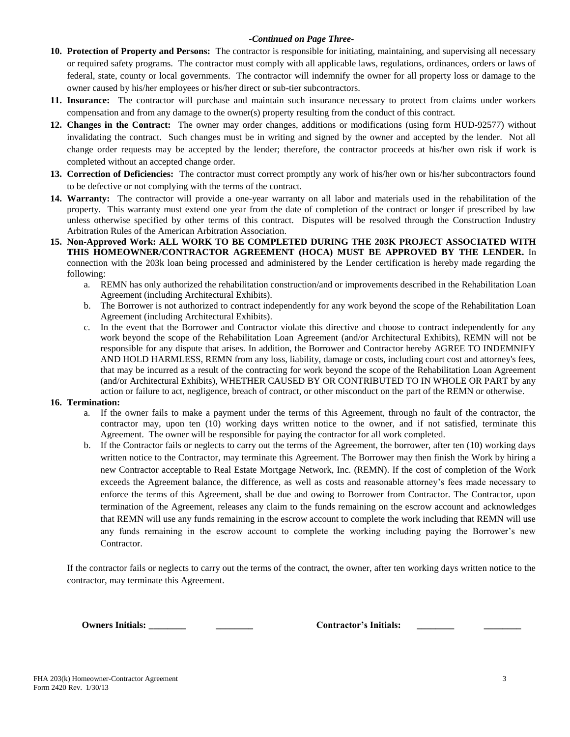*-Continued on Page Three-*

10. **Protection of Property and Persons:** The contractor is responsible for initiating, maintaining, and supervising all necessary or required safety programs. The contractor must comply with all applicable laws, regulations, ordinances, orders or laws of federal, state, county or local governments. The contractor will indemnify the owner for all property loss or damage to the owner caused by his/her employees or his/her direct or sub-tier subcontractors.
11. **Insurance:** The contractor will purchase and maintain such insurance necessary to protect from claims under workers compensation and from any damage to the owner(s) property resulting from the conduct of this contract.
12. **Changes in the Contract:** The owner may order changes, additions or modifications (using form HUD-92577) without invalidating the contract. Such changes must be in writing and signed by the owner and accepted by the lender. Not all change order requests may be accepted by the lender; therefore, the contractor proceeds at his/her own risk if work is completed without an accepted change order.
13. **Correction of Deficiencies:** The contractor must correct promptly any work of his/her own or his/her subcontractors found to be defective or not complying with the terms of the contract.
14. **Warranty:** The contractor will provide a one-year warranty on all labor and materials used in the rehabilitation of the property. This warranty must extend one year from the date of completion of the contract or longer if prescribed by law unless otherwise specified by other terms of this contract. Disputes will be resolved through the Construction Industry Arbitration Rules of the American Arbitration Association.
15. **Non-Approved Work: ALL WORK TO BE COMPLETED DURING THE 203K PROJECT ASSOCIATED WITH THIS HOMEOWNER/CONTRACTOR AGREEMENT (HOCA) MUST BE APPROVED BY THE LENDER.** In connection with the 203k loan being processed and administered by the Lender certification is hereby made regarding the following:
    a. REMN has only authorized the rehabilitation construction/and or improvements described in the Rehabilitation Loan Agreement (including Architectural Exhibits).
    b. The Borrower is not authorized to contract independently for any work beyond the scope of the Rehabilitation Loan Agreement (including Architectural Exhibits).
    c. In the event that the Borrower and Contractor violate this directive and choose to contract independently for any work beyond the scope of the Rehabilitation Loan Agreement (and/or Architectural Exhibits), REMN will not be responsible for any dispute that arises. In addition, the Borrower and Contractor hereby AGREE TO INDEMNIFY AND HOLD HARMLESS, REMN from any loss, liability, damage or costs, including court cost and attorney's fees, that may be incurred as a result of the contracting for work beyond the scope of the Rehabilitation Loan Agreement (and/or Architectural Exhibits), WHETHER CAUSED BY OR CONTRIBUTED TO IN WHOLE OR PART by any action or failure to act, negligence, breach of contract, or other misconduct on the part of the REMN or otherwise.
16. **Termination:**
    a. If the owner fails to make a payment under the terms of this Agreement, through no fault of the contractor, the contractor may, upon ten (10) working days written notice to the owner, and if not satisfied, terminate this Agreement. The owner will be responsible for paying the contractor for all work completed.
    b. If the Contractor fails or neglects to carry out the terms of the Agreement, the borrower, after ten (10) working days written notice to the Contractor, may terminate this Agreement. The Borrower may then finish the Work by hiring a new Contractor acceptable to Real Estate Mortgage Network, Inc. (REMN). If the cost of completion of the Work exceeds the Agreement balance, the difference, as well as costs and reasonable attorney's fees made necessary to enforce the terms of this Agreement, shall be due and owing to Borrower from Contractor. The Contractor, upon termination of the Agreement, releases any claim to the funds remaining on the escrow account and acknowledges that REMN will use any funds remaining in the escrow account to complete the work including that REMN will use any funds remaining in the escrow account to complete the working including paying the Borrower's new Contractor.

If the contractor fails or neglects to carry out the terms of the contract, the owner, after ten working days written notice to the contractor, may terminate this Agreement.

**Owners Initials:** ________ ________ **Contractor's Initials:** ________ ________

FHA 203(k) Homeowner-Contractor Agreement
Form 2420 Rev. 1/30/13